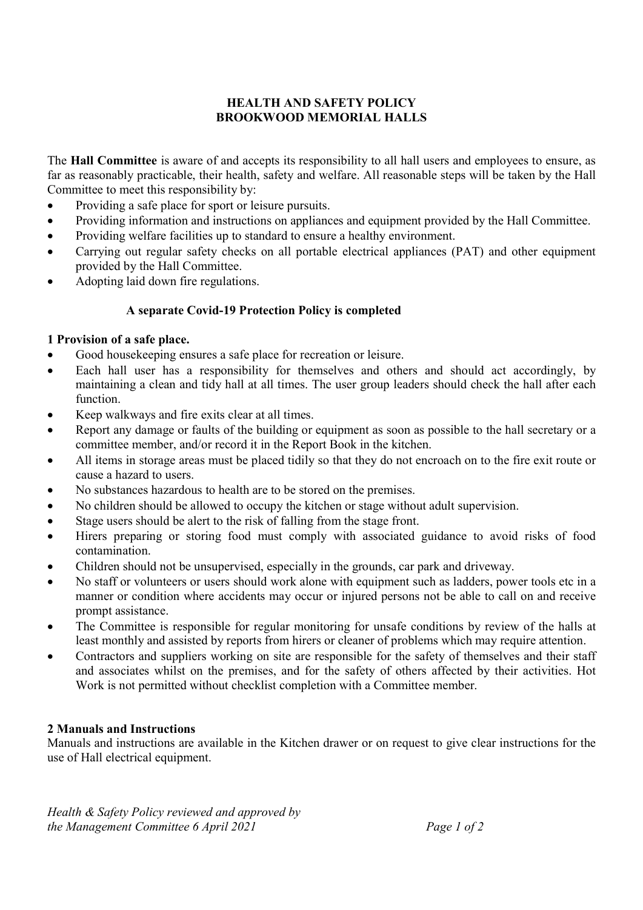# HEALTH AND SAFETY POLICY
# BROOKWOOD MEMORIAL HALLS

The **Hall Committee** is aware of and accepts its responsibility to all hall users and employees to ensure, as far as reasonably practicable, their health, safety and welfare. All reasonable steps will be taken by the Hall Committee to meet this responsibility by:

- Providing a safe place for sport or leisure pursuits.
- Providing information and instructions on appliances and equipment provided by the Hall Committee.
- Providing welfare facilities up to standard to ensure a healthy environment.
- Carrying out regular safety checks on all portable electrical appliances (PAT) and other equipment provided by the Hall Committee.
- Adopting laid down fire regulations.

**A separate Covid-19 Protection Policy is completed**

## 1 Provision of a safe place.

- Good housekeeping ensures a safe place for recreation or leisure.
- Each hall user has a responsibility for themselves and others and should act accordingly, by maintaining a clean and tidy hall at all times. The user group leaders should check the hall after each function.
- Keep walkways and fire exits clear at all times.
- Report any damage or faults of the building or equipment as soon as possible to the hall secretary or a committee member, and/or record it in the Report Book in the kitchen.
- All items in storage areas must be placed tidily so that they do not encroach on to the fire exit route or cause a hazard to users.
- No substances hazardous to health are to be stored on the premises.
- No children should be allowed to occupy the kitchen or stage without adult supervision.
- Stage users should be alert to the risk of falling from the stage front.
- Hirers preparing or storing food must comply with associated guidance to avoid risks of food contamination.
- Children should not be unsupervised, especially in the grounds, car park and driveway.
- No staff or volunteers or users should work alone with equipment such as ladders, power tools etc in a manner or condition where accidents may occur or injured persons not be able to call on and receive prompt assistance.
- The Committee is responsible for regular monitoring for unsafe conditions by review of the halls at least monthly and assisted by reports from hirers or cleaner of problems which may require attention.
- Contractors and suppliers working on site are responsible for the safety of themselves and their staff and associates whilst on the premises, and for the safety of others affected by their activities. Hot Work is not permitted without checklist completion with a Committee member.

## 2 Manuals and Instructions

Manuals and instructions are available in the Kitchen drawer or on request to give clear instructions for the use of Hall electrical equipment.

*Health & Safety Policy reviewed and approved by the Management Committee 6 April 2021*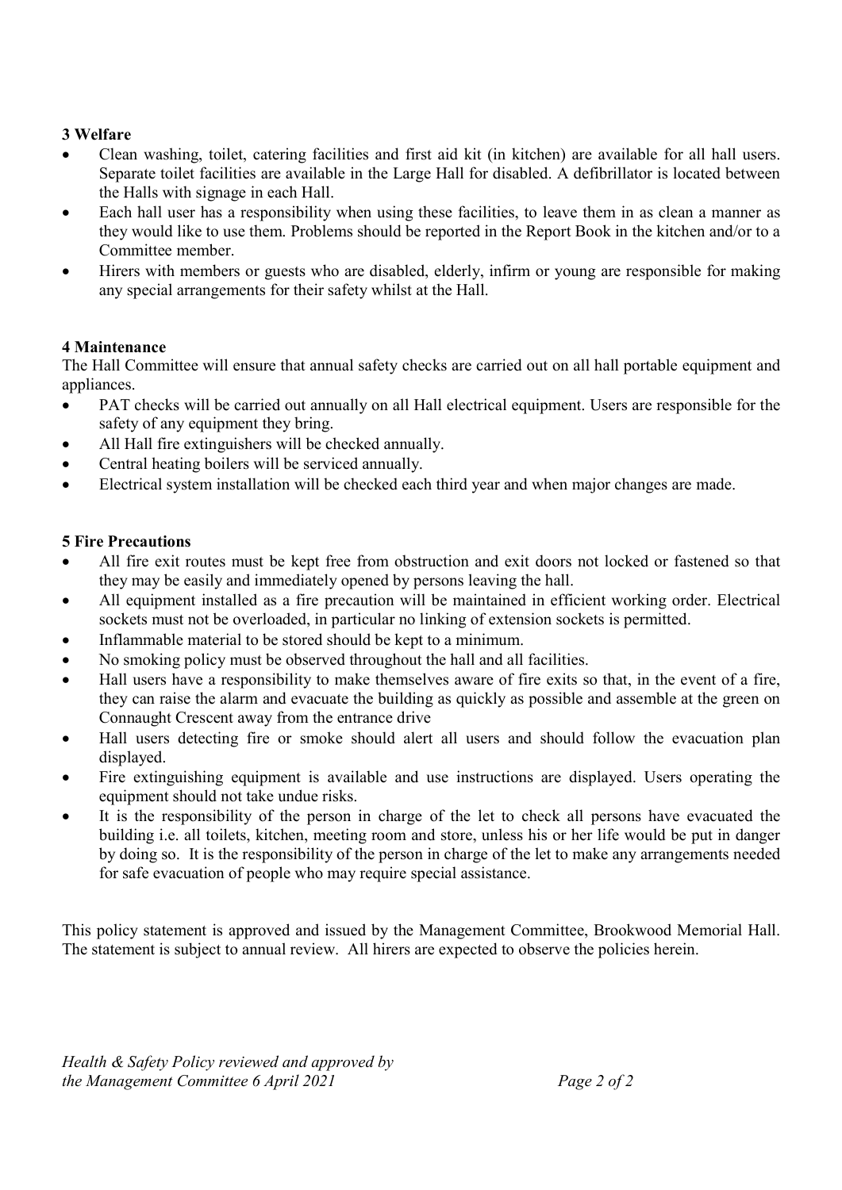### 3 Welfare

- Clean washing, toilet, catering facilities and first aid kit (in kitchen) are available for all hall users. Separate toilet facilities are available in the Large Hall for disabled. A defibrillator is located between the Halls with signage in each Hall.
- Each hall user has a responsibility when using these facilities, to leave them in as clean a manner as they would like to use them. Problems should be reported in the Report Book in the kitchen and/or to a Committee member.
- Hirers with members or guests who are disabled, elderly, infirm or young are responsible for making any special arrangements for their safety whilst at the Hall.

### 4 Maintenance

The Hall Committee will ensure that annual safety checks are carried out on all hall portable equipment and appliances.

- PAT checks will be carried out annually on all Hall electrical equipment. Users are responsible for the safety of any equipment they bring.
- All Hall fire extinguishers will be checked annually.
- Central heating boilers will be serviced annually.
- Electrical system installation will be checked each third year and when major changes are made.

### 5 Fire Precautions

- All fire exit routes must be kept free from obstruction and exit doors not locked or fastened so that they may be easily and immediately opened by persons leaving the hall.
- All equipment installed as a fire precaution will be maintained in efficient working order. Electrical sockets must not be overloaded, in particular no linking of extension sockets is permitted.
- Inflammable material to be stored should be kept to a minimum.
- No smoking policy must be observed throughout the hall and all facilities.
- Hall users have a responsibility to make themselves aware of fire exits so that, in the event of a fire, they can raise the alarm and evacuate the building as quickly as possible and assemble at the green on Connaught Crescent away from the entrance drive
- Hall users detecting fire or smoke should alert all users and should follow the evacuation plan displayed.
- Fire extinguishing equipment is available and use instructions are displayed. Users operating the equipment should not take undue risks.
- It is the responsibility of the person in charge of the let to check all persons have evacuated the building i.e. all toilets, kitchen, meeting room and store, unless his or her life would be put in danger by doing so. It is the responsibility of the person in charge of the let to make any arrangements needed for safe evacuation of people who may require special assistance.

This policy statement is approved and issued by the Management Committee, Brookwood Memorial Hall. The statement is subject to annual review. All hirers are expected to observe the policies herein.

*Health & Safety Policy reviewed and approved by the Management Committee 6 April 2021*